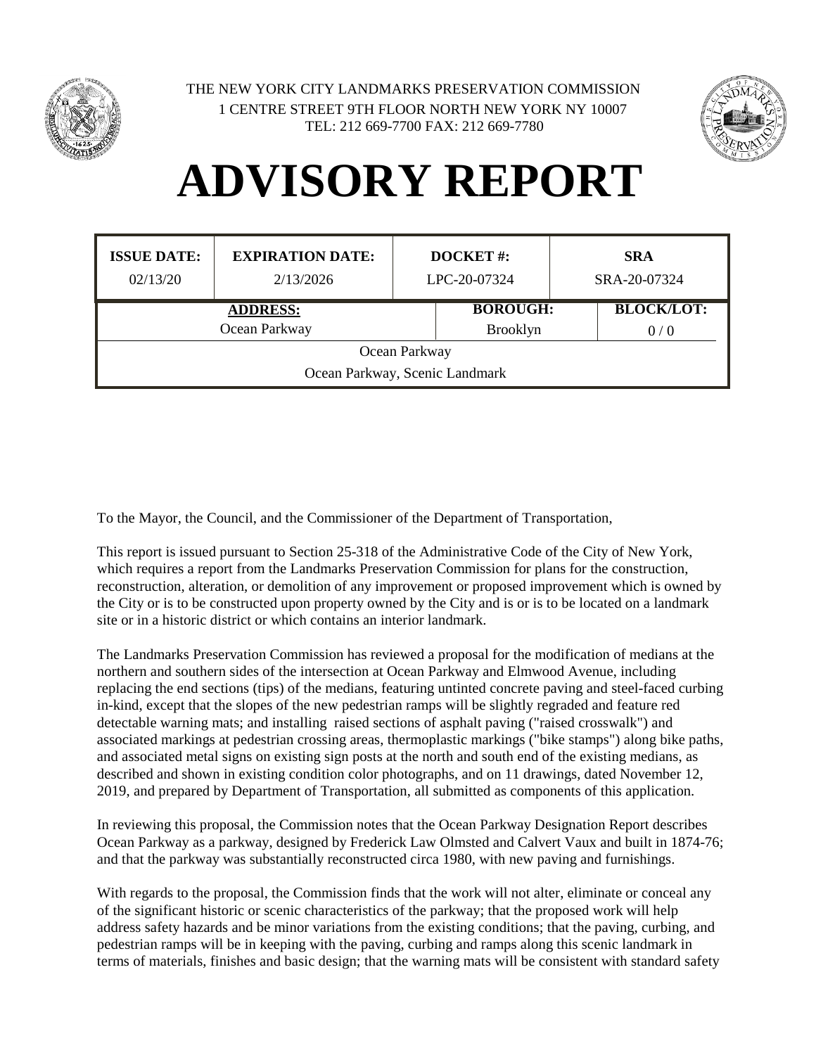THE NEW YORK CITY LANDMARKS PRESERVATION COMMISSION
1 CENTRE STREET 9TH FLOOR NORTH NEW YORK NY 10007
TEL: 212 669-7700 FAX: 212 669-7780

# ADVISORY REPORT

| ISSUE DATE: | EXPIRATION DATE: | DOCKET #: | SRA |
|---|---|---|---|
| 02/13/20 | 2/13/2026 | LPC-20-07324 | SRA-20-07324 |

| ADDRESS: | BOROUGH: | BLOCK/LOT: |
|---|---|---|
| Ocean Parkway | Brooklyn | 0 / 0 |
| Ocean Parkway | | |
| Ocean Parkway, Scenic Landmark | | |

To the Mayor, the Council, and the Commissioner of the Department of Transportation,

This report is issued pursuant to Section 25-318 of the Administrative Code of the City of New York, which requires a report from the Landmarks Preservation Commission for plans for the construction, reconstruction, alteration, or demolition of any improvement or proposed improvement which is owned by the City or is to be constructed upon property owned by the City and is or is to be located on a landmark site or in a historic district or which contains an interior landmark.

The Landmarks Preservation Commission has reviewed a proposal for the modification of medians at the northern and southern sides of the intersection at Ocean Parkway and Elmwood Avenue, including replacing the end sections (tips) of the medians, featuring untinted concrete paving and steel-faced curbing in-kind, except that the slopes of the new pedestrian ramps will be slightly regraded and feature red detectable warning mats; and installing raised sections of asphalt paving ("raised crosswalk") and associated markings at pedestrian crossing areas, thermoplastic markings ("bike stamps") along bike paths, and associated metal signs on existing sign posts at the north and south end of the existing medians, as described and shown in existing condition color photographs, and on 11 drawings, dated November 12, 2019, and prepared by Department of Transportation, all submitted as components of this application.

In reviewing this proposal, the Commission notes that the Ocean Parkway Designation Report describes Ocean Parkway as a parkway, designed by Frederick Law Olmsted and Calvert Vaux and built in 1874-76; and that the parkway was substantially reconstructed circa 1980, with new paving and furnishings.

With regards to the proposal, the Commission finds that the work will not alter, eliminate or conceal any of the significant historic or scenic characteristics of the parkway; that the proposed work will help address safety hazards and be minor variations from the existing conditions; that the paving, curbing, and pedestrian ramps will be in keeping with the paving, curbing and ramps along this scenic landmark in terms of materials, finishes and basic design; that the warning mats will be consistent with standard safety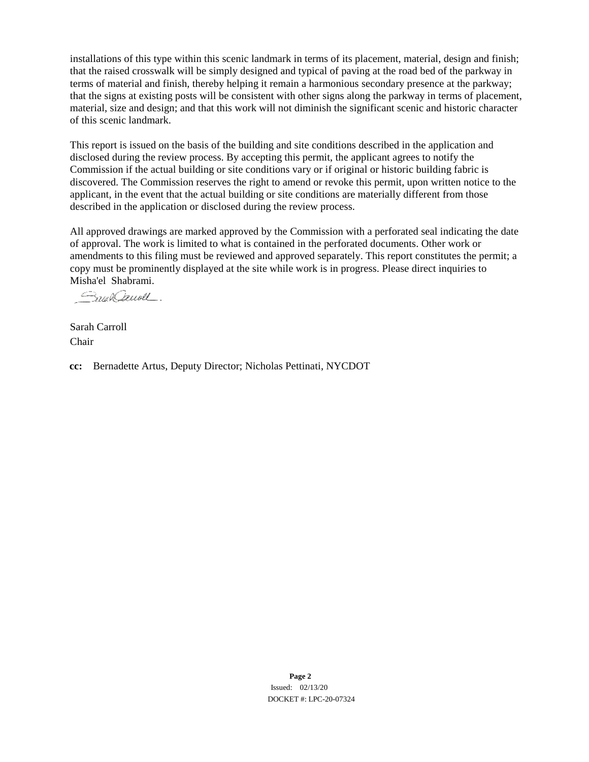installations of this type within this scenic landmark in terms of its placement, material, design and finish; that the raised crosswalk will be simply designed and typical of paving at the road bed of the parkway in terms of material and finish, thereby helping it remain a harmonious secondary presence at the parkway; that the signs at existing posts will be consistent with other signs along the parkway in terms of placement, material, size and design; and that this work will not diminish the significant scenic and historic character of this scenic landmark.

This report is issued on the basis of the building and site conditions described in the application and disclosed during the review process. By accepting this permit, the applicant agrees to notify the Commission if the actual building or site conditions vary or if original or historic building fabric is discovered. The Commission reserves the right to amend or revoke this permit, upon written notice to the applicant, in the event that the actual building or site conditions are materially different from those described in the application or disclosed during the review process.

All approved drawings are marked approved by the Commission with a perforated seal indicating the date of approval. The work is limited to what is contained in the perforated documents. Other work or amendments to this filing must be reviewed and approved separately. This report constitutes the permit; a copy must be prominently displayed at the site while work is in progress. Please direct inquiries to Misha'el Shabrami.

Sarah Carroll
Chair

**cc:** Bernadette Artus, Deputy Director; Nicholas Pettinati, NYCDOT

Issued: 02/13/20
DOCKET #: LPC-20-07324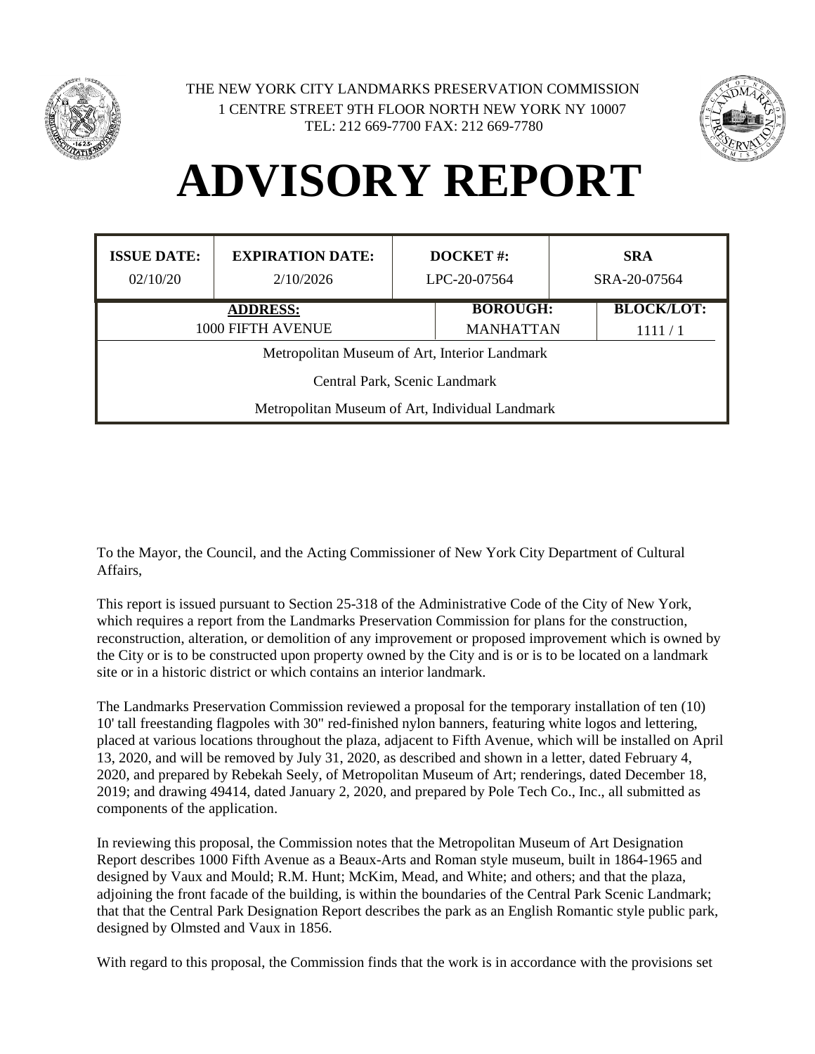THE NEW YORK CITY LANDMARKS PRESERVATION COMMISSION
1 CENTRE STREET 9TH FLOOR NORTH NEW YORK NY 10007
TEL: 212 669-7700 FAX: 212 669-7780

# ADVISORY REPORT

| ISSUE DATE: | EXPIRATION DATE: | DOCKET #: | SRA |
|---|---|---|---|
| 02/10/20 | 2/10/2026 | LPC-20-07564 | SRA-20-07564 |

| ADDRESS: | BOROUGH: | BLOCK/LOT: |
|---|---|---|
| 1000 FIFTH AVENUE | MANHATTAN | 1111 / 1 |

Metropolitan Museum of Art, Interior Landmark

Central Park, Scenic Landmark

Metropolitan Museum of Art, Individual Landmark

To the Mayor, the Council, and the Acting Commissioner of New York City Department of Cultural Affairs,

This report is issued pursuant to Section 25-318 of the Administrative Code of the City of New York, which requires a report from the Landmarks Preservation Commission for plans for the construction, reconstruction, alteration, or demolition of any improvement or proposed improvement which is owned by the City or is to be constructed upon property owned by the City and is or is to be located on a landmark site or in a historic district or which contains an interior landmark.

The Landmarks Preservation Commission reviewed a proposal for the temporary installation of ten (10) 10' tall freestanding flagpoles with 30" red-finished nylon banners, featuring white logos and lettering, placed at various locations throughout the plaza, adjacent to Fifth Avenue, which will be installed on April 13, 2020, and will be removed by July 31, 2020, as described and shown in a letter, dated February 4, 2020, and prepared by Rebekah Seely, of Metropolitan Museum of Art; renderings, dated December 18, 2019; and drawing 49414, dated January 2, 2020, and prepared by Pole Tech Co., Inc., all submitted as components of the application.

In reviewing this proposal, the Commission notes that the Metropolitan Museum of Art Designation Report describes 1000 Fifth Avenue as a Beaux-Arts and Roman style museum, built in 1864-1965 and designed by Vaux and Mould; R.M. Hunt; McKim, Mead, and White; and others; and that the plaza, adjoining the front facade of the building, is within the boundaries of the Central Park Scenic Landmark; that that the Central Park Designation Report describes the park as an English Romantic style public park, designed by Olmsted and Vaux in 1856.

With regard to this proposal, the Commission finds that the work is in accordance with the provisions set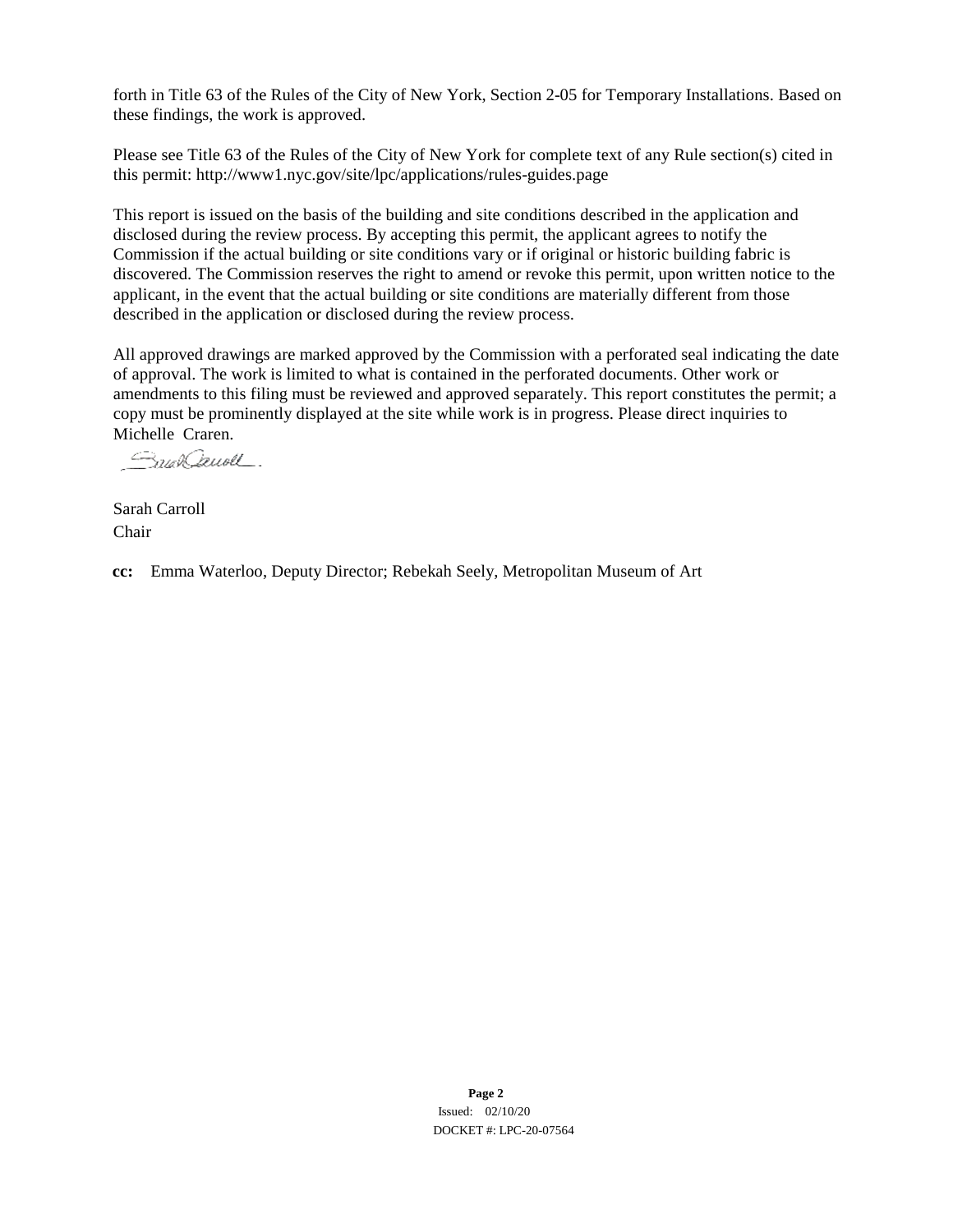forth in Title 63 of the Rules of the City of New York, Section 2-05 for Temporary Installations. Based on these findings, the work is approved.

Please see Title 63 of the Rules of the City of New York for complete text of any Rule section(s) cited in this permit: http://www1.nyc.gov/site/lpc/applications/rules-guides.page

This report is issued on the basis of the building and site conditions described in the application and disclosed during the review process. By accepting this permit, the applicant agrees to notify the Commission if the actual building or site conditions vary or if original or historic building fabric is discovered. The Commission reserves the right to amend or revoke this permit, upon written notice to the applicant, in the event that the actual building or site conditions are materially different from those described in the application or disclosed during the review process.

All approved drawings are marked approved by the Commission with a perforated seal indicating the date of approval. The work is limited to what is contained in the perforated documents. Other work or amendments to this filing must be reviewed and approved separately. This report constitutes the permit; a copy must be prominently displayed at the site while work is in progress. Please direct inquiries to Michelle Craren.

Sarah Carroll
Chair

**cc:** Emma Waterloo, Deputy Director; Rebekah Seely, Metropolitan Museum of Art

Issued: 02/10/20
DOCKET #: LPC-20-07564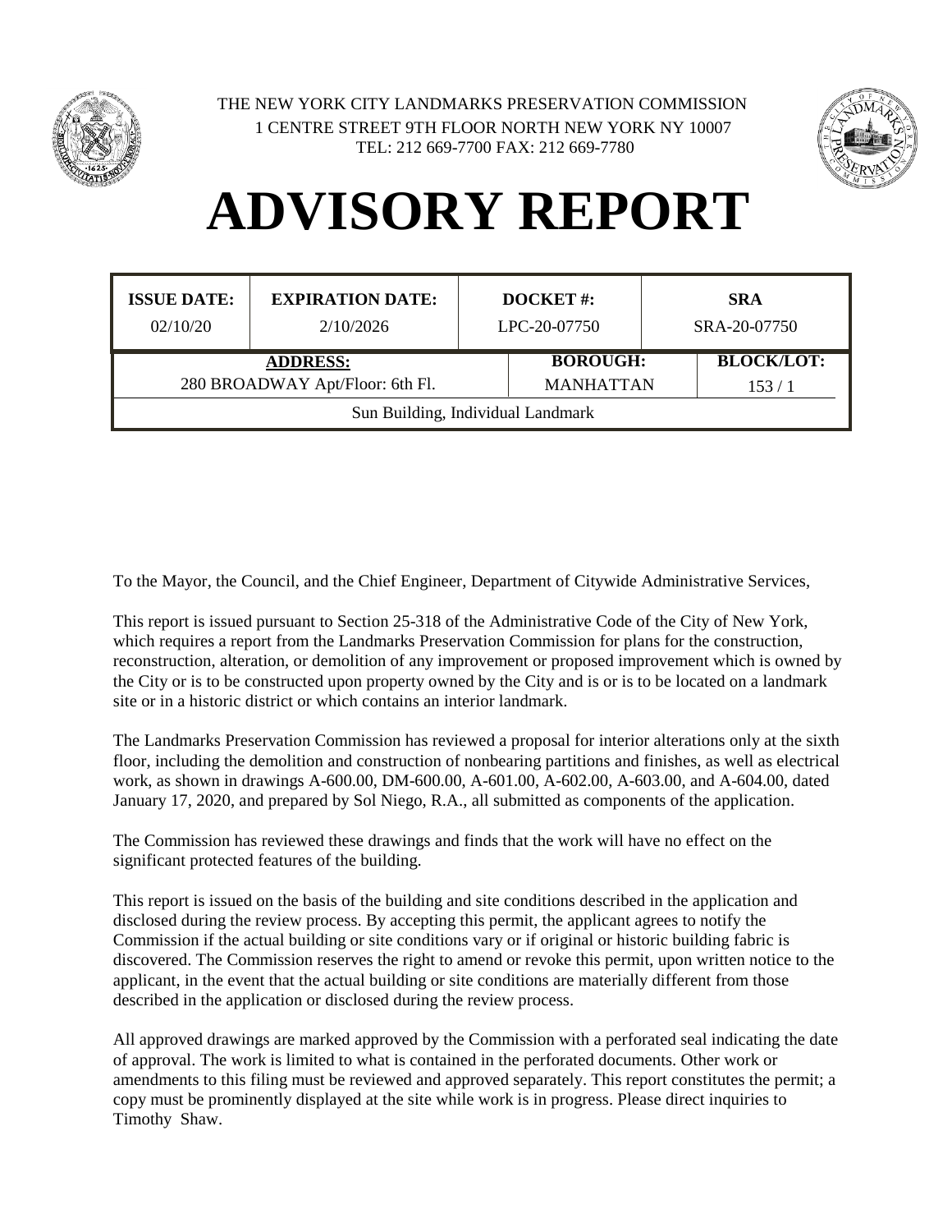THE NEW YORK CITY LANDMARKS PRESERVATION COMMISSION
1 CENTRE STREET 9TH FLOOR NORTH NEW YORK NY 10007
TEL: 212 669-7700 FAX: 212 669-7780

# ADVISORY REPORT

| ISSUE DATE: | EXPIRATION DATE: | DOCKET #: | SRA |
|---|---|---|---|
| 02/10/20 | 2/10/2026 | LPC-20-07750 | SRA-20-07750 |

| ADDRESS: | BOROUGH: | BLOCK/LOT: |
|---|---|---|
| 280 BROADWAY Apt/Floor: 6th Fl. | MANHATTAN | 153 / 1 |
| Sun Building, Individual Landmark | | |

To the Mayor, the Council, and the Chief Engineer, Department of Citywide Administrative Services,

This report is issued pursuant to Section 25-318 of the Administrative Code of the City of New York, which requires a report from the Landmarks Preservation Commission for plans for the construction, reconstruction, alteration, or demolition of any improvement or proposed improvement which is owned by the City or is to be constructed upon property owned by the City and is or is to be located on a landmark site or in a historic district or which contains an interior landmark.

The Landmarks Preservation Commission has reviewed a proposal for interior alterations only at the sixth floor, including the demolition and construction of nonbearing partitions and finishes, as well as electrical work, as shown in drawings A-600.00, DM-600.00, A-601.00, A-602.00, A-603.00, and A-604.00, dated January 17, 2020, and prepared by Sol Niego, R.A., all submitted as components of the application.

The Commission has reviewed these drawings and finds that the work will have no effect on the significant protected features of the building.

This report is issued on the basis of the building and site conditions described in the application and disclosed during the review process. By accepting this permit, the applicant agrees to notify the Commission if the actual building or site conditions vary or if original or historic building fabric is discovered. The Commission reserves the right to amend or revoke this permit, upon written notice to the applicant, in the event that the actual building or site conditions are materially different from those described in the application or disclosed during the review process.

All approved drawings are marked approved by the Commission with a perforated seal indicating the date of approval. The work is limited to what is contained in the perforated documents. Other work or amendments to this filing must be reviewed and approved separately. This report constitutes the permit; a copy must be prominently displayed at the site while work is in progress. Please direct inquiries to Timothy Shaw.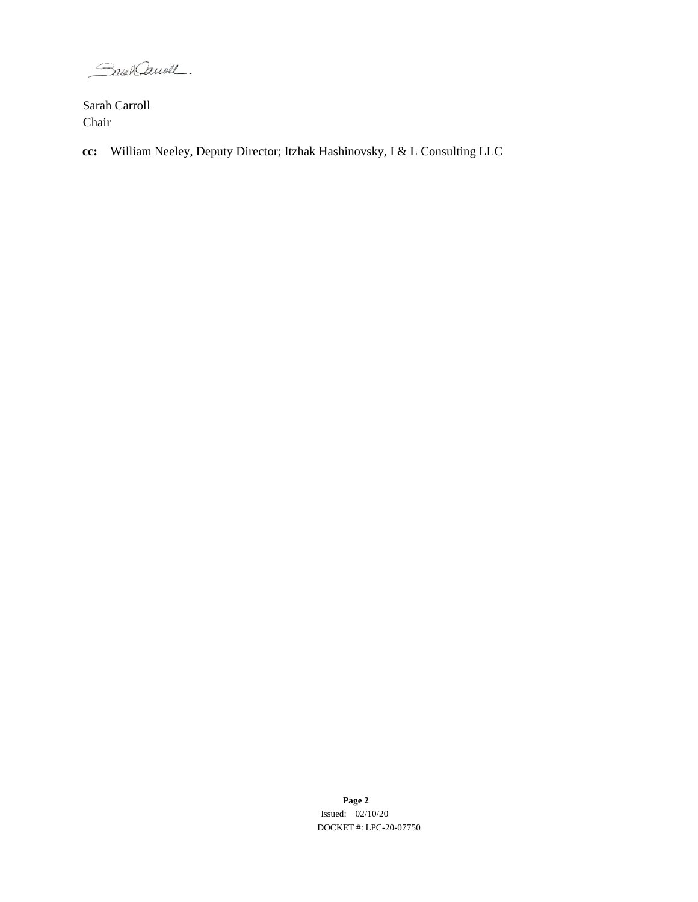Sarah Carroll
Chair

**cc:** William Neeley, Deputy Director; Itzhak Hashinovsky, I & L Consulting LLC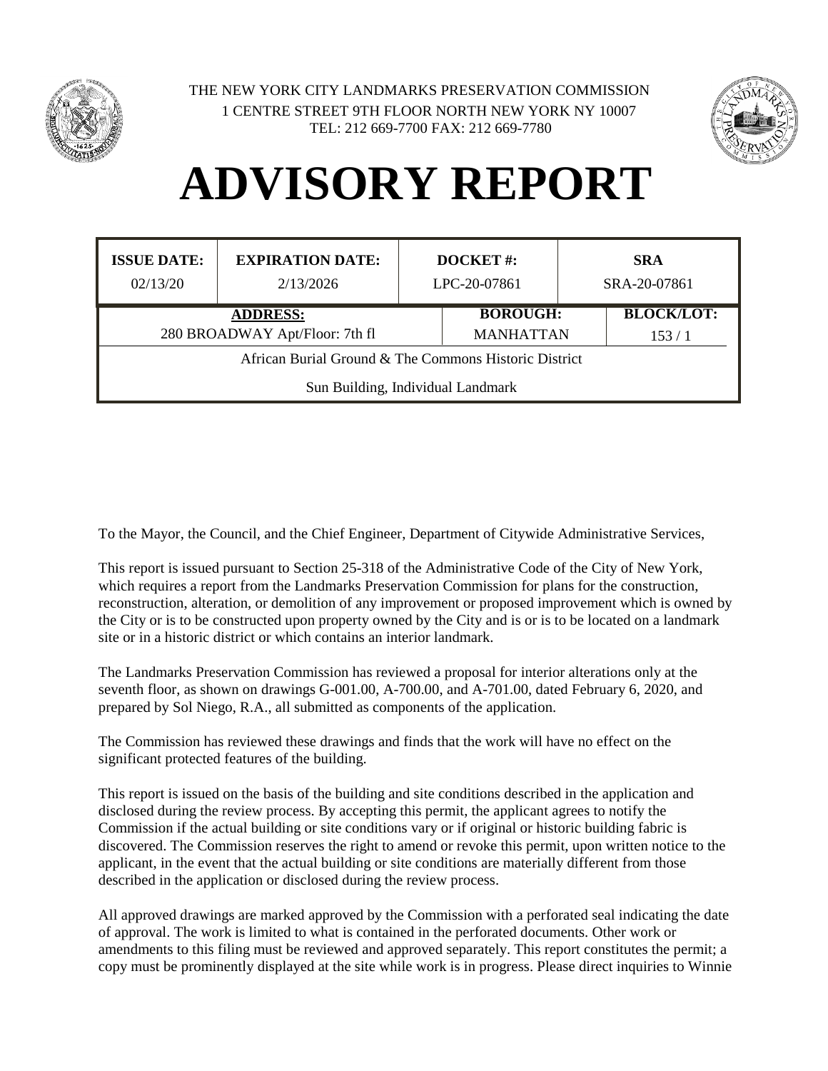THE NEW YORK CITY LANDMARKS PRESERVATION COMMISSION
1 CENTRE STREET 9TH FLOOR NORTH NEW YORK NY 10007
TEL: 212 669-7700 FAX: 212 669-7780

# ADVISORY REPORT

| ISSUE DATE: | EXPIRATION DATE: | DOCKET #: | SRA |
|---|---|---|---|
| 02/13/20 | 2/13/2026 | LPC-20-07861 | SRA-20-07861 |

| ADDRESS: | BOROUGH: | BLOCK/LOT: |
|---|---|---|
| 280 BROADWAY Apt/Floor: 7th fl | MANHATTAN | 153 / 1 |
| African Burial Ground & The Commons Historic District | | |
| Sun Building, Individual Landmark | | |

To the Mayor, the Council, and the Chief Engineer, Department of Citywide Administrative Services,

This report is issued pursuant to Section 25-318 of the Administrative Code of the City of New York, which requires a report from the Landmarks Preservation Commission for plans for the construction, reconstruction, alteration, or demolition of any improvement or proposed improvement which is owned by the City or is to be constructed upon property owned by the City and is or is to be located on a landmark site or in a historic district or which contains an interior landmark.

The Landmarks Preservation Commission has reviewed a proposal for interior alterations only at the seventh floor, as shown on drawings G-001.00, A-700.00, and A-701.00, dated February 6, 2020, and prepared by Sol Niego, R.A., all submitted as components of the application.

The Commission has reviewed these drawings and finds that the work will have no effect on the significant protected features of the building.

This report is issued on the basis of the building and site conditions described in the application and disclosed during the review process. By accepting this permit, the applicant agrees to notify the Commission if the actual building or site conditions vary or if original or historic building fabric is discovered. The Commission reserves the right to amend or revoke this permit, upon written notice to the applicant, in the event that the actual building or site conditions are materially different from those described in the application or disclosed during the review process.

All approved drawings are marked approved by the Commission with a perforated seal indicating the date of approval. The work is limited to what is contained in the perforated documents. Other work or amendments to this filing must be reviewed and approved separately. This report constitutes the permit; a copy must be prominently displayed at the site while work is in progress. Please direct inquiries to Winnie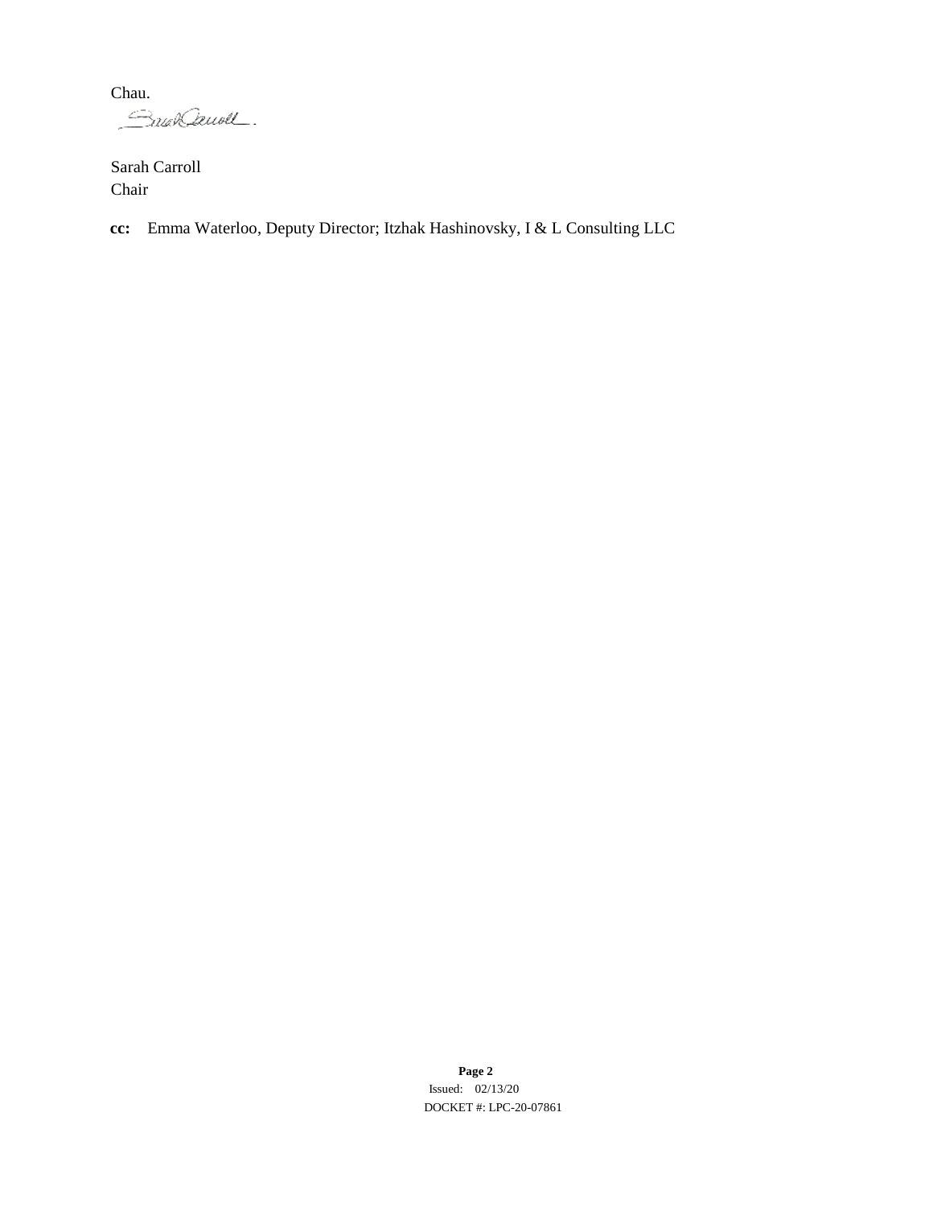Chau.

Sarah Carroll
Chair

**cc:** Emma Waterloo, Deputy Director; Itzhak Hashinovsky, I & L Consulting LLC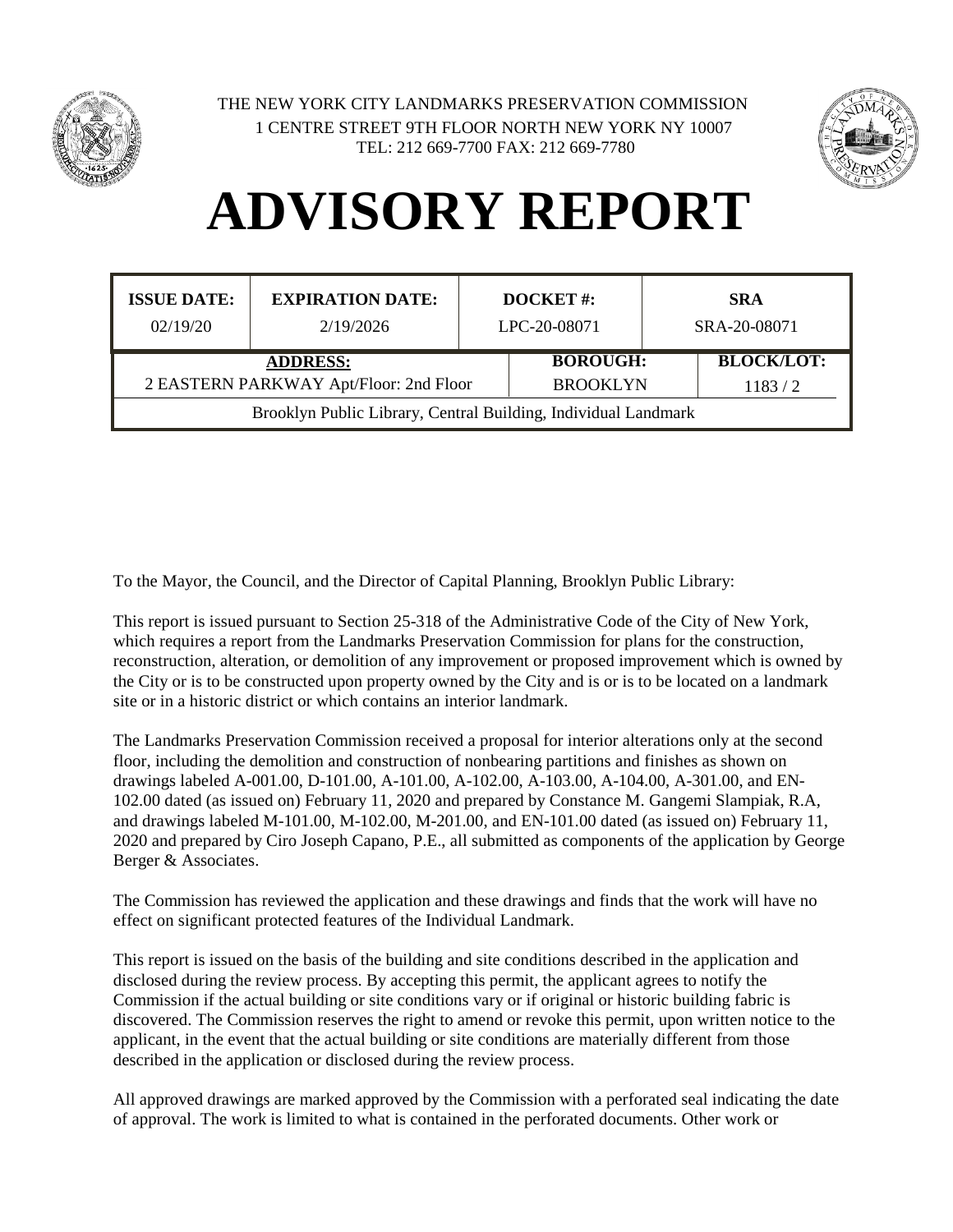THE NEW YORK CITY LANDMARKS PRESERVATION COMMISSION
1 CENTRE STREET 9TH FLOOR NORTH NEW YORK NY 10007
TEL: 212 669-7700 FAX: 212 669-7780

# ADVISORY REPORT

| ISSUE DATE: | EXPIRATION DATE: | DOCKET #: | SRA |
|---|---|---|---|
| 02/19/20 | 2/19/2026 | LPC-20-08071 | SRA-20-08071 |

| ADDRESS: | BOROUGH: | BLOCK/LOT: |
|---|---|---|
| 2 EASTERN PARKWAY Apt/Floor: 2nd Floor | BROOKLYN | 1183 / 2 |
| Brooklyn Public Library, Central Building, Individual Landmark | | |

To the Mayor, the Council, and the Director of Capital Planning, Brooklyn Public Library:

This report is issued pursuant to Section 25-318 of the Administrative Code of the City of New York, which requires a report from the Landmarks Preservation Commission for plans for the construction, reconstruction, alteration, or demolition of any improvement or proposed improvement which is owned by the City or is to be constructed upon property owned by the City and is or is to be located on a landmark site or in a historic district or which contains an interior landmark.

The Landmarks Preservation Commission received a proposal for interior alterations only at the second floor, including the demolition and construction of nonbearing partitions and finishes as shown on drawings labeled A-001.00, D-101.00, A-101.00, A-102.00, A-103.00, A-104.00, A-301.00, and EN-102.00 dated (as issued on) February 11, 2020 and prepared by Constance M. Gangemi Slampiak, R.A, and drawings labeled M-101.00, M-102.00, M-201.00, and EN-101.00 dated (as issued on) February 11, 2020 and prepared by Ciro Joseph Capano, P.E., all submitted as components of the application by George Berger & Associates.

The Commission has reviewed the application and these drawings and finds that the work will have no effect on significant protected features of the Individual Landmark.

This report is issued on the basis of the building and site conditions described in the application and disclosed during the review process. By accepting this permit, the applicant agrees to notify the Commission if the actual building or site conditions vary or if original or historic building fabric is discovered. The Commission reserves the right to amend or revoke this permit, upon written notice to the applicant, in the event that the actual building or site conditions are materially different from those described in the application or disclosed during the review process.

All approved drawings are marked approved by the Commission with a perforated seal indicating the date of approval. The work is limited to what is contained in the perforated documents. Other work or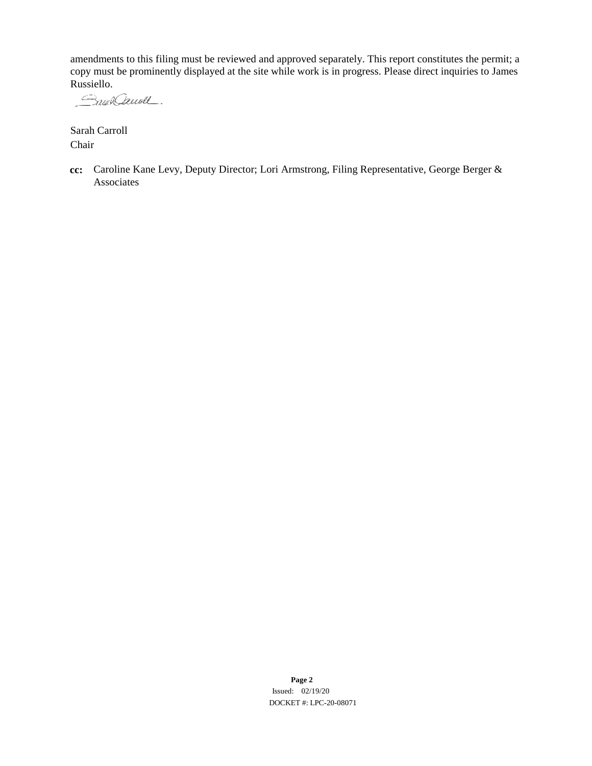amendments to this filing must be reviewed and approved separately. This report constitutes the permit; a copy must be prominently displayed at the site while work is in progress. Please direct inquiries to James Russiello.

Sarah Carroll
Chair

**cc:** Caroline Kane Levy, Deputy Director; Lori Armstrong, Filing Representative, George Berger & Associates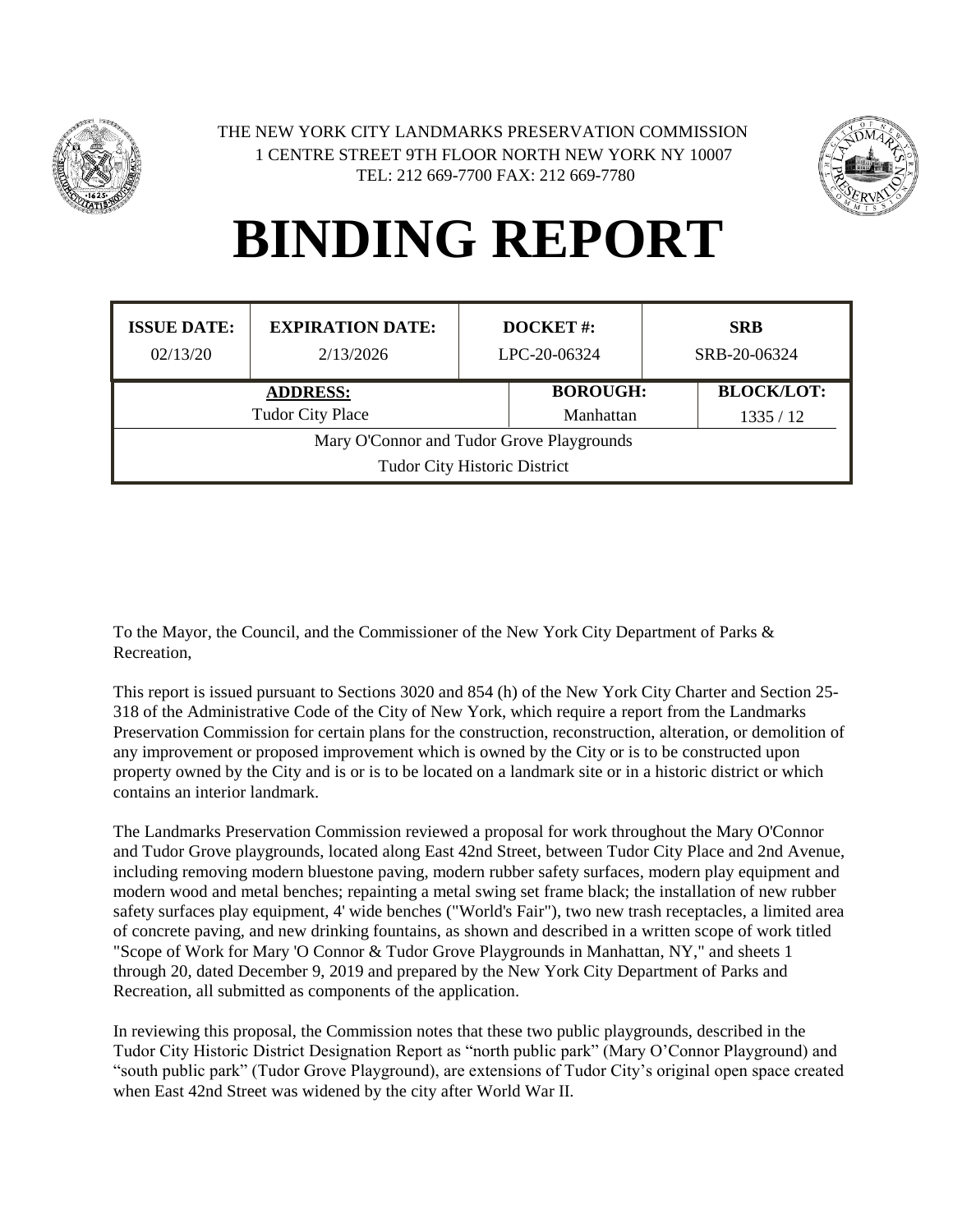THE NEW YORK CITY LANDMARKS PRESERVATION COMMISSION
1 CENTRE STREET 9TH FLOOR NORTH NEW YORK NY 10007
TEL: 212 669-7700 FAX: 212 669-7780

# BINDING REPORT

| ISSUE DATE: | EXPIRATION DATE: | DOCKET #: | SRB |
|---|---|---|---|
| 02/13/20 | 2/13/2026 | LPC-20-06324 | SRB-20-06324 |

| ADDRESS: | BOROUGH: | BLOCK/LOT: |
|---|---|---|
| Tudor City Place | Manhattan | 1335 / 12 |
| Mary O'Connor and Tudor Grove Playgrounds | | |
| Tudor City Historic District | | |

To the Mayor, the Council, and the Commissioner of the New York City Department of Parks & Recreation,

This report is issued pursuant to Sections 3020 and 854 (h) of the New York City Charter and Section 25-318 of the Administrative Code of the City of New York, which require a report from the Landmarks Preservation Commission for certain plans for the construction, reconstruction, alteration, or demolition of any improvement or proposed improvement which is owned by the City or is to be constructed upon property owned by the City and is or is to be located on a landmark site or in a historic district or which contains an interior landmark.

The Landmarks Preservation Commission reviewed a proposal for work throughout the Mary O'Connor and Tudor Grove playgrounds, located along East 42nd Street, between Tudor City Place and 2nd Avenue, including removing modern bluestone paving, modern rubber safety surfaces, modern play equipment and modern wood and metal benches; repainting a metal swing set frame black; the installation of new rubber safety surfaces play equipment, 4' wide benches ("World's Fair"), two new trash receptacles, a limited area of concrete paving, and new drinking fountains, as shown and described in a written scope of work titled "Scope of Work for Mary 'O Connor & Tudor Grove Playgrounds in Manhattan, NY," and sheets 1 through 20, dated December 9, 2019 and prepared by the New York City Department of Parks and Recreation, all submitted as components of the application.

In reviewing this proposal, the Commission notes that these two public playgrounds, described in the Tudor City Historic District Designation Report as "north public park" (Mary O'Connor Playground) and "south public park" (Tudor Grove Playground), are extensions of Tudor City's original open space created when East 42nd Street was widened by the city after World War II.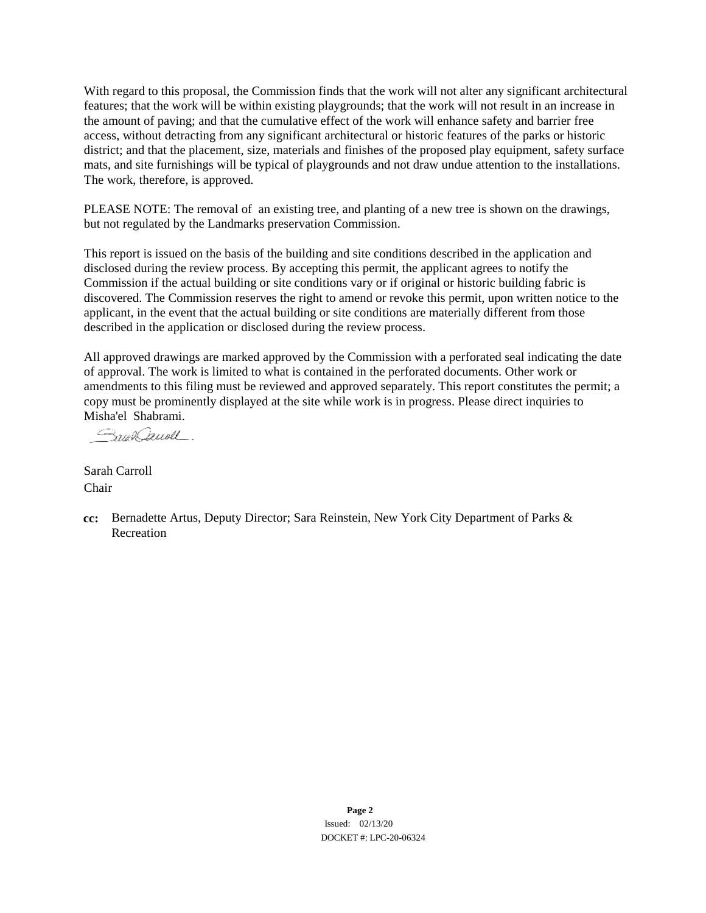With regard to this proposal, the Commission finds that the work will not alter any significant architectural features; that the work will be within existing playgrounds; that the work will not result in an increase in the amount of paving; and that the cumulative effect of the work will enhance safety and barrier free access, without detracting from any significant architectural or historic features of the parks or historic district; and that the placement, size, materials and finishes of the proposed play equipment, safety surface mats, and site furnishings will be typical of playgrounds and not draw undue attention to the installations. The work, therefore, is approved.

PLEASE NOTE: The removal of  an existing tree, and planting of a new tree is shown on the drawings, but not regulated by the Landmarks preservation Commission.

This report is issued on the basis of the building and site conditions described in the application and disclosed during the review process. By accepting this permit, the applicant agrees to notify the Commission if the actual building or site conditions vary or if original or historic building fabric is discovered. The Commission reserves the right to amend or revoke this permit, upon written notice to the applicant, in the event that the actual building or site conditions are materially different from those described in the application or disclosed during the review process.

All approved drawings are marked approved by the Commission with a perforated seal indicating the date of approval. The work is limited to what is contained in the perforated documents. Other work or amendments to this filing must be reviewed and approved separately. This report constitutes the permit; a copy must be prominently displayed at the site while work is in progress. Please direct inquiries to Misha'el  Shabrami.

Sarah Carroll
Chair

**cc:** Bernadette Artus, Deputy Director; Sara Reinstein, New York City Department of Parks & Recreation

Issued: 02/13/20
DOCKET #: LPC-20-06324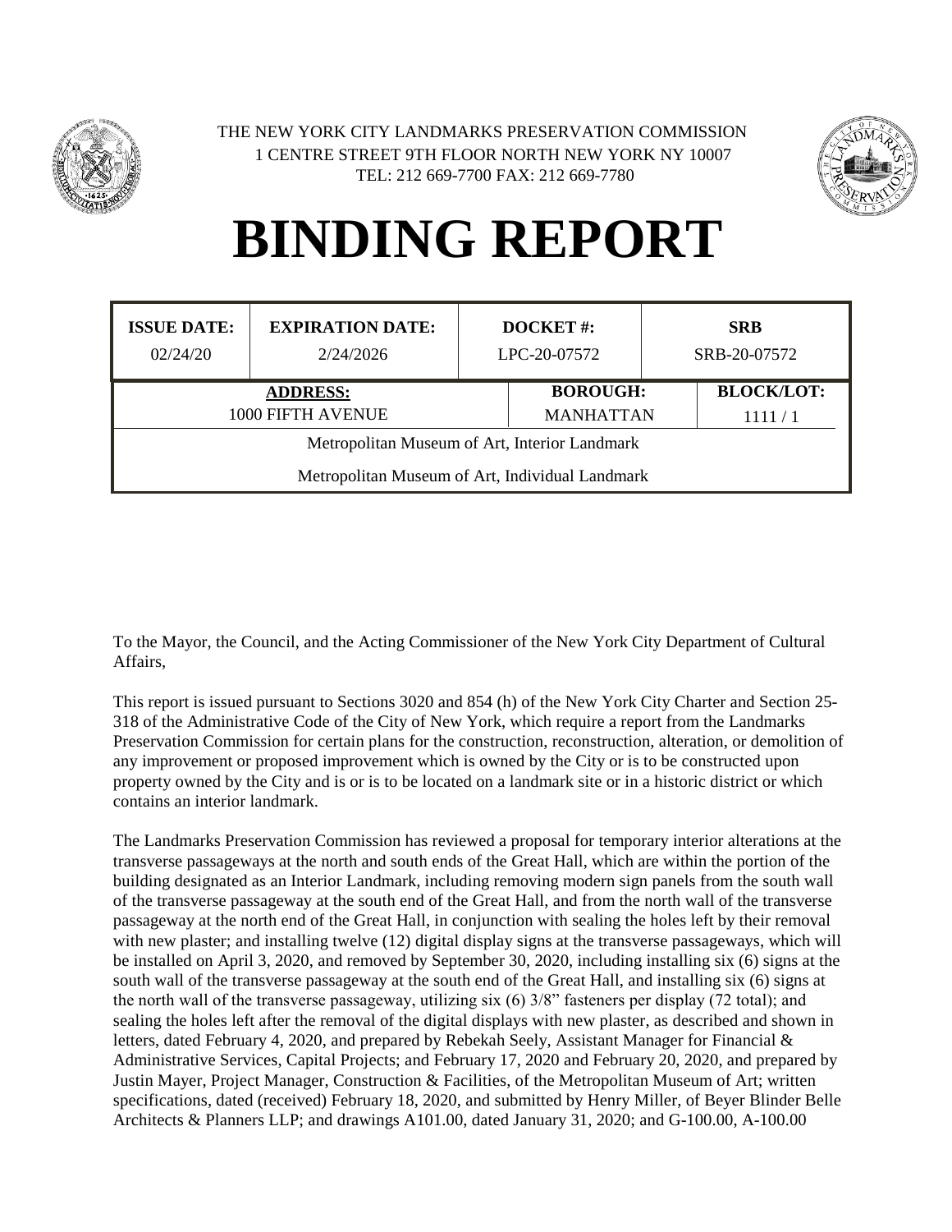THE NEW YORK CITY LANDMARKS PRESERVATION COMMISSION
1 CENTRE STREET 9TH FLOOR NORTH NEW YORK NY 10007
TEL: 212 669-7700 FAX: 212 669-7780

# BINDING REPORT

| ISSUE DATE: | EXPIRATION DATE: | DOCKET #: | SRB |
| --- | --- | --- | --- |
| 02/24/20 | 2/24/2026 | LPC-20-07572 | SRB-20-07572 |

| ADDRESS: | BOROUGH: | BLOCK/LOT: |
| --- | --- | --- |
| 1000 FIFTH AVENUE | MANHATTAN | 1111 / 1 |
| Metropolitan Museum of Art, Interior Landmark | | |
| Metropolitan Museum of Art, Individual Landmark | | |

To the Mayor, the Council, and the Acting Commissioner of the New York City Department of Cultural Affairs,

This report is issued pursuant to Sections 3020 and 854 (h) of the New York City Charter and Section 25-318 of the Administrative Code of the City of New York, which require a report from the Landmarks Preservation Commission for certain plans for the construction, reconstruction, alteration, or demolition of any improvement or proposed improvement which is owned by the City or is to be constructed upon property owned by the City and is or is to be located on a landmark site or in a historic district or which contains an interior landmark.

The Landmarks Preservation Commission has reviewed a proposal for temporary interior alterations at the transverse passageways at the north and south ends of the Great Hall, which are within the portion of the building designated as an Interior Landmark, including removing modern sign panels from the south wall of the transverse passageway at the south end of the Great Hall, and from the north wall of the transverse passageway at the north end of the Great Hall, in conjunction with sealing the holes left by their removal with new plaster; and installing twelve (12) digital display signs at the transverse passageways, which will be installed on April 3, 2020, and removed by September 30, 2020, including installing six (6) signs at the south wall of the transverse passageway at the south end of the Great Hall, and installing six (6) signs at the north wall of the transverse passageway, utilizing six (6) 3/8" fasteners per display (72 total); and sealing the holes left after the removal of the digital displays with new plaster, as described and shown in letters, dated February 4, 2020, and prepared by Rebekah Seely, Assistant Manager for Financial & Administrative Services, Capital Projects; and February 17, 2020 and February 20, 2020, and prepared by Justin Mayer, Project Manager, Construction & Facilities, of the Metropolitan Museum of Art; written specifications, dated (received) February 18, 2020, and submitted by Henry Miller, of Beyer Blinder Belle Architects & Planners LLP; and drawings A101.00, dated January 31, 2020; and G-100.00, A-100.00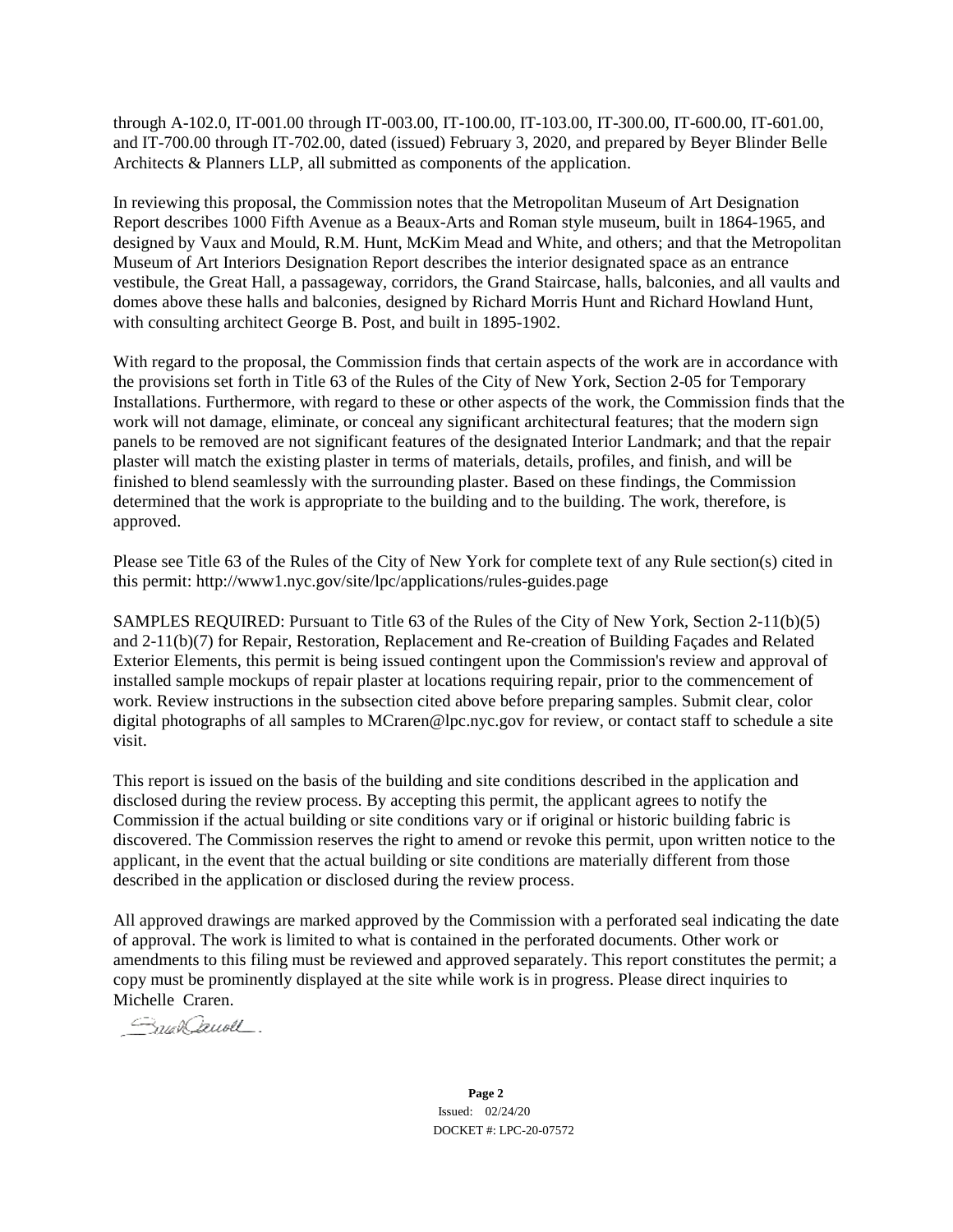through A-102.0, IT-001.00 through IT-003.00, IT-100.00, IT-103.00, IT-300.00, IT-600.00, IT-601.00, and IT-700.00 through IT-702.00, dated (issued) February 3, 2020, and prepared by Beyer Blinder Belle Architects & Planners LLP, all submitted as components of the application.

In reviewing this proposal, the Commission notes that the Metropolitan Museum of Art Designation Report describes 1000 Fifth Avenue as a Beaux-Arts and Roman style museum, built in 1864-1965, and designed by Vaux and Mould, R.M. Hunt, McKim Mead and White, and others; and that the Metropolitan Museum of Art Interiors Designation Report describes the interior designated space as an entrance vestibule, the Great Hall, a passageway, corridors, the Grand Staircase, halls, balconies, and all vaults and domes above these halls and balconies, designed by Richard Morris Hunt and Richard Howland Hunt, with consulting architect George B. Post, and built in 1895-1902.

With regard to the proposal, the Commission finds that certain aspects of the work are in accordance with the provisions set forth in Title 63 of the Rules of the City of New York, Section 2-05 for Temporary Installations. Furthermore, with regard to these or other aspects of the work, the Commission finds that the work will not damage, eliminate, or conceal any significant architectural features; that the modern sign panels to be removed are not significant features of the designated Interior Landmark; and that the repair plaster will match the existing plaster in terms of materials, details, profiles, and finish, and will be finished to blend seamlessly with the surrounding plaster. Based on these findings, the Commission determined that the work is appropriate to the building and to the building. The work, therefore, is approved.

Please see Title 63 of the Rules of the City of New York for complete text of any Rule section(s) cited in this permit: http://www1.nyc.gov/site/lpc/applications/rules-guides.page

SAMPLES REQUIRED: Pursuant to Title 63 of the Rules of the City of New York, Section 2-11(b)(5) and 2-11(b)(7) for Repair, Restoration, Replacement and Re-creation of Building Façades and Related Exterior Elements, this permit is being issued contingent upon the Commission's review and approval of installed sample mockups of repair plaster at locations requiring repair, prior to the commencement of work. Review instructions in the subsection cited above before preparing samples. Submit clear, color digital photographs of all samples to MCraren@lpc.nyc.gov for review, or contact staff to schedule a site visit.

This report is issued on the basis of the building and site conditions described in the application and disclosed during the review process. By accepting this permit, the applicant agrees to notify the Commission if the actual building or site conditions vary or if original or historic building fabric is discovered. The Commission reserves the right to amend or revoke this permit, upon written notice to the applicant, in the event that the actual building or site conditions are materially different from those described in the application or disclosed during the review process.

All approved drawings are marked approved by the Commission with a perforated seal indicating the date of approval. The work is limited to what is contained in the perforated documents. Other work or amendments to this filing must be reviewed and approved separately. This report constitutes the permit; a copy must be prominently displayed at the site while work is in progress. Please direct inquiries to Michelle Craren.

Issued: 02/24/20
DOCKET #: LPC-20-07572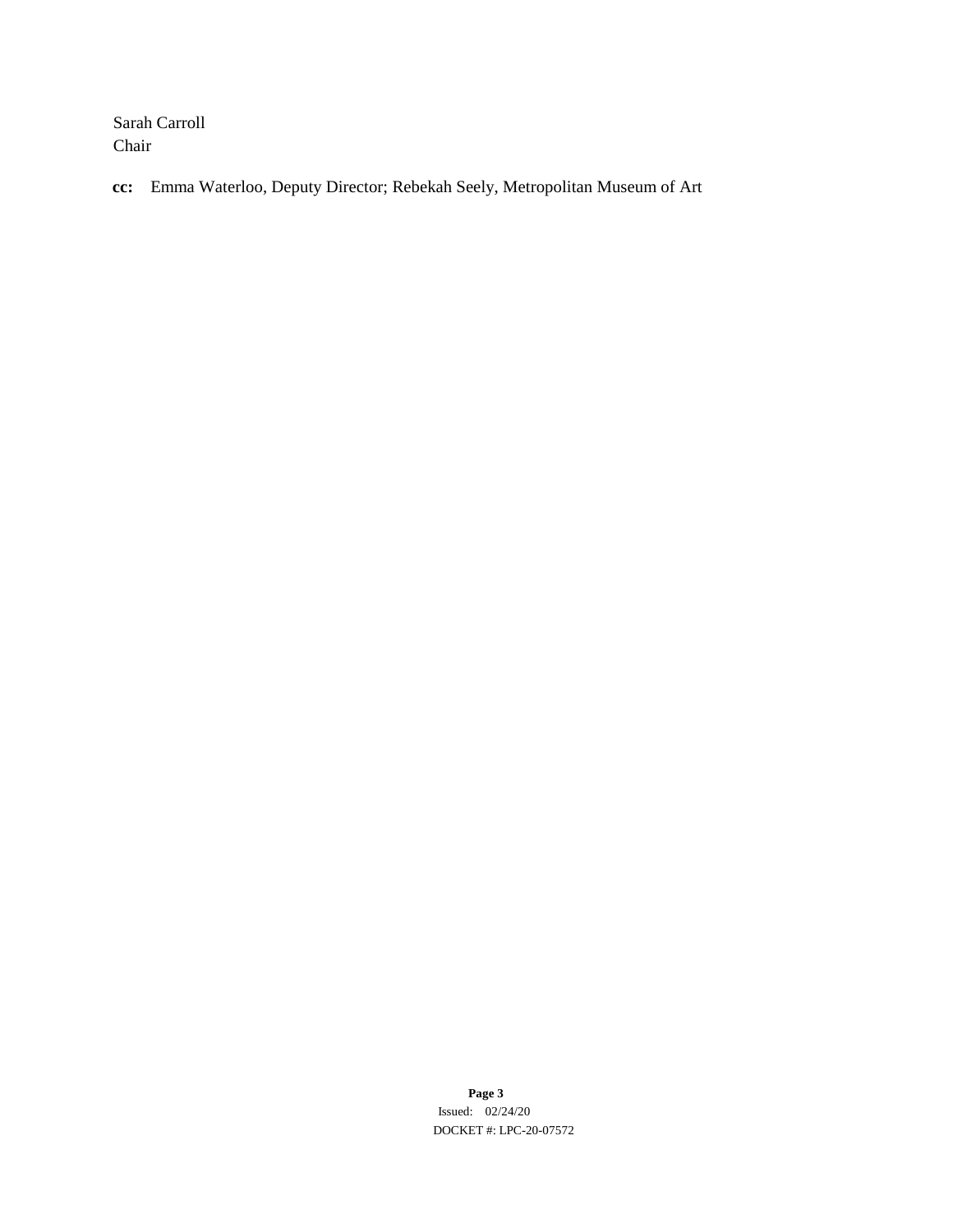Sarah Carroll
Chair

**cc:** Emma Waterloo, Deputy Director; Rebekah Seely, Metropolitan Museum of Art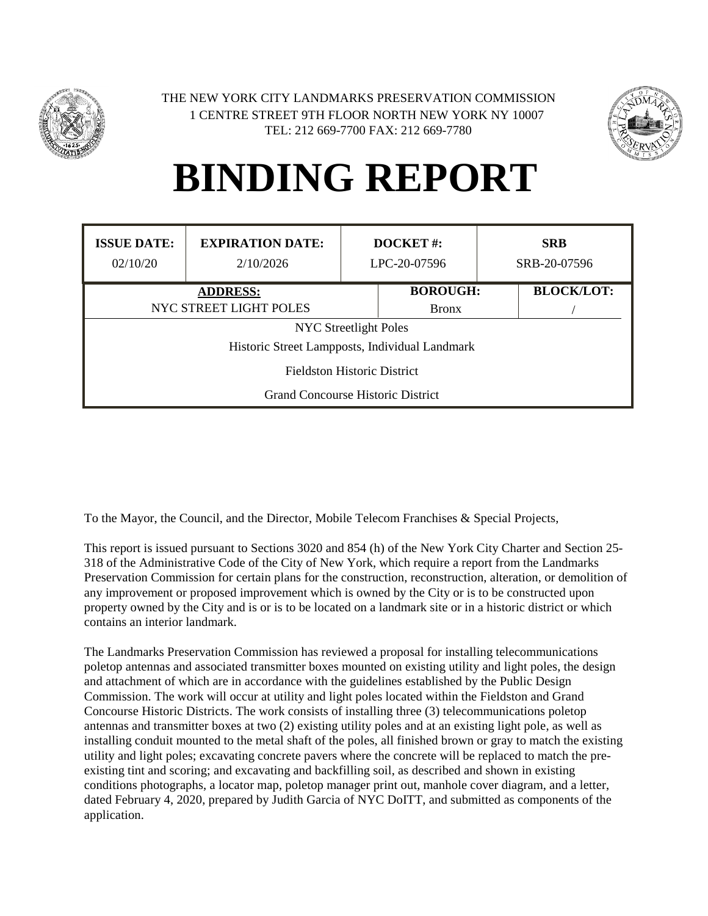THE NEW YORK CITY LANDMARKS PRESERVATION COMMISSION
1 CENTRE STREET 9TH FLOOR NORTH NEW YORK NY 10007
TEL: 212 669-7700 FAX: 212 669-7780

# BINDING REPORT

| ISSUE DATE: | EXPIRATION DATE: | DOCKET #: | SRB |
|---|---|---|---|
| 02/10/20 | 2/10/2026 | LPC-20-07596 | SRB-20-07596 |

| ADDRESS: | BOROUGH: | BLOCK/LOT: |
|---|---|---|
| NYC STREET LIGHT POLES | Bronx | / |

NYC Streetlight Poles
Historic Street Lampposts, Individual Landmark
Fieldston Historic District
Grand Concourse Historic District

To the Mayor, the Council, and the Director, Mobile Telecom Franchises & Special Projects,

This report is issued pursuant to Sections 3020 and 854 (h) of the New York City Charter and Section 25-318 of the Administrative Code of the City of New York, which require a report from the Landmarks Preservation Commission for certain plans for the construction, reconstruction, alteration, or demolition of any improvement or proposed improvement which is owned by the City or is to be constructed upon property owned by the City and is or is to be located on a landmark site or in a historic district or which contains an interior landmark.

The Landmarks Preservation Commission has reviewed a proposal for installing telecommunications poletop antennas and associated transmitter boxes mounted on existing utility and light poles, the design and attachment of which are in accordance with the guidelines established by the Public Design Commission. The work will occur at utility and light poles located within the Fieldston and Grand Concourse Historic Districts. The work consists of installing three (3) telecommunications poletop antennas and transmitter boxes at two (2) existing utility poles and at an existing light pole, as well as installing conduit mounted to the metal shaft of the poles, all finished brown or gray to match the existing utility and light poles; excavating concrete pavers where the concrete will be replaced to match the pre-existing tint and scoring; and excavating and backfilling soil, as described and shown in existing conditions photographs, a locator map, poletop manager print out, manhole cover diagram, and a letter, dated February 4, 2020, prepared by Judith Garcia of NYC DoITT, and submitted as components of the application.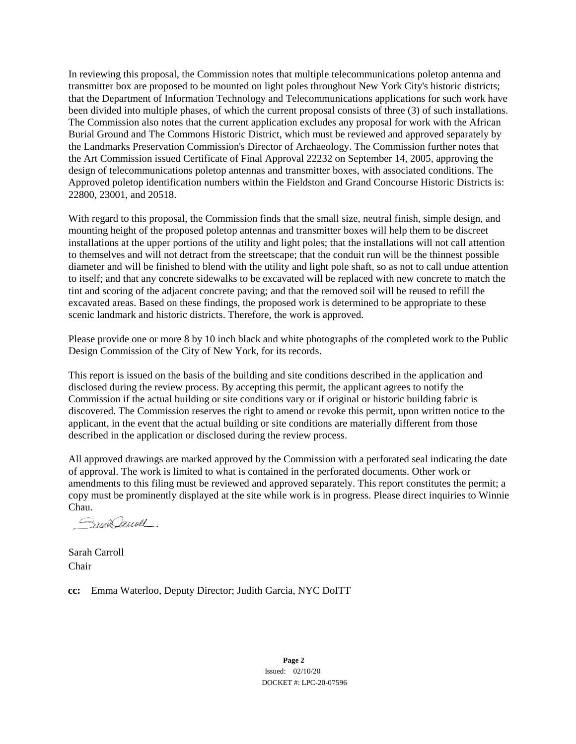In reviewing this proposal, the Commission notes that multiple telecommunications poletop antenna and transmitter box are proposed to be mounted on light poles throughout New York City's historic districts; that the Department of Information Technology and Telecommunications applications for such work have been divided into multiple phases, of which the current proposal consists of three (3) of such installations. The Commission also notes that the current application excludes any proposal for work with the African Burial Ground and The Commons Historic District, which must be reviewed and approved separately by the Landmarks Preservation Commission's Director of Archaeology. The Commission further notes that the Art Commission issued Certificate of Final Approval 22232 on September 14, 2005, approving the design of telecommunications poletop antennas and transmitter boxes, with associated conditions. The Approved poletop identification numbers within the Fieldston and Grand Concourse Historic Districts is: 22800, 23001, and 20518.

With regard to this proposal, the Commission finds that the small size, neutral finish, simple design, and mounting height of the proposed poletop antennas and transmitter boxes will help them to be discreet installations at the upper portions of the utility and light poles; that the installations will not call attention to themselves and will not detract from the streetscape; that the conduit run will be the thinnest possible diameter and will be finished to blend with the utility and light pole shaft, so as not to call undue attention to itself; and that any concrete sidewalks to be excavated will be replaced with new concrete to match the tint and scoring of the adjacent concrete paving; and that the removed soil will be reused to refill the excavated areas. Based on these findings, the proposed work is determined to be appropriate to these scenic landmark and historic districts. Therefore, the work is approved.

Please provide one or more 8 by 10 inch black and white photographs of the completed work to the Public Design Commission of the City of New York, for its records.

This report is issued on the basis of the building and site conditions described in the application and disclosed during the review process. By accepting this permit, the applicant agrees to notify the Commission if the actual building or site conditions vary or if original or historic building fabric is discovered. The Commission reserves the right to amend or revoke this permit, upon written notice to the applicant, in the event that the actual building or site conditions are materially different from those described in the application or disclosed during the review process.

All approved drawings are marked approved by the Commission with a perforated seal indicating the date of approval. The work is limited to what is contained in the perforated documents. Other work or amendments to this filing must be reviewed and approved separately. This report constitutes the permit; a copy must be prominently displayed at the site while work is in progress. Please direct inquiries to Winnie Chau.

Sarah Carroll
Chair

**cc:** Emma Waterloo, Deputy Director; Judith Garcia, NYC DoITT

Issued: 02/10/20
DOCKET #: LPC-20-07596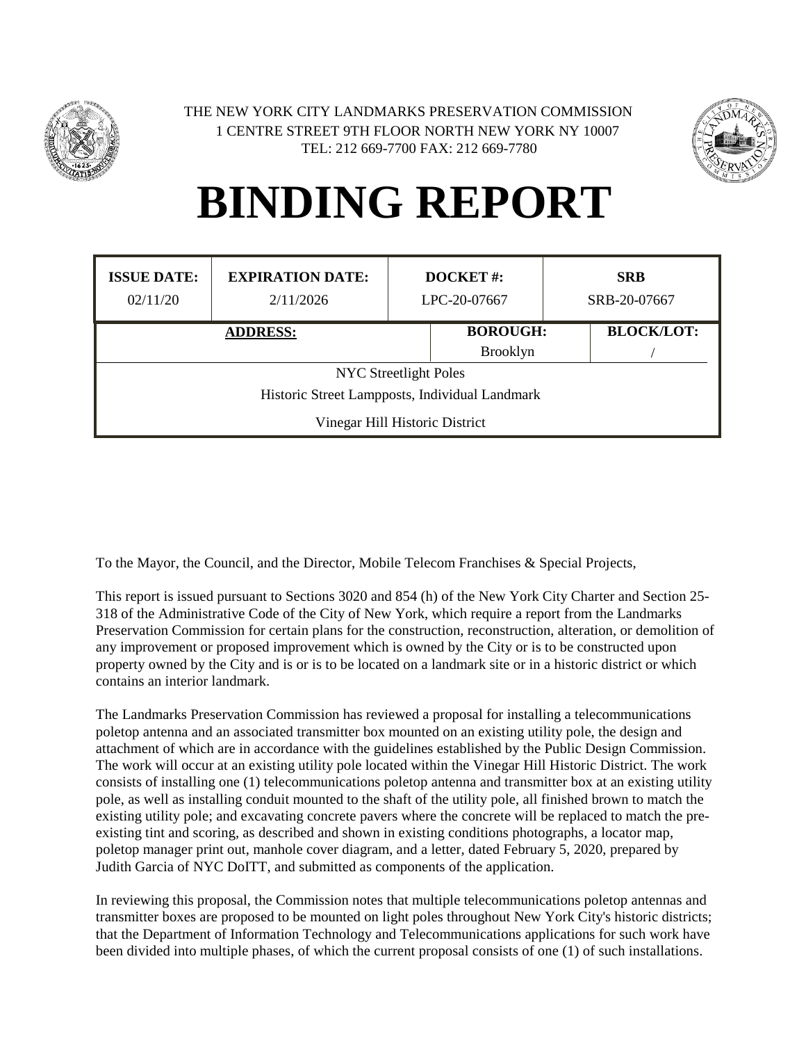THE NEW YORK CITY LANDMARKS PRESERVATION COMMISSION
1 CENTRE STREET 9TH FLOOR NORTH NEW YORK NY 10007
TEL: 212 669-7700 FAX: 212 669-7780

# BINDING REPORT

| ISSUE DATE: | EXPIRATION DATE: | DOCKET #: | SRB |
|---|---|---|---|
| 02/11/20 | 2/11/2026 | LPC-20-07667 | SRB-20-07667 |

| ADDRESS: | BOROUGH: | BLOCK/LOT: |
|---|---|---|
| | Brooklyn | / |
| NYC Streetlight Poles<br>Historic Street Lampposts, Individual Landmark<br>Vinegar Hill Historic District | | |

To the Mayor, the Council, and the Director, Mobile Telecom Franchises & Special Projects,

This report is issued pursuant to Sections 3020 and 854 (h) of the New York City Charter and Section 25-318 of the Administrative Code of the City of New York, which require a report from the Landmarks Preservation Commission for certain plans for the construction, reconstruction, alteration, or demolition of any improvement or proposed improvement which is owned by the City or is to be constructed upon property owned by the City and is or is to be located on a landmark site or in a historic district or which contains an interior landmark.

The Landmarks Preservation Commission has reviewed a proposal for installing a telecommunications poletop antenna and an associated transmitter box mounted on an existing utility pole, the design and attachment of which are in accordance with the guidelines established by the Public Design Commission. The work will occur at an existing utility pole located within the Vinegar Hill Historic District. The work consists of installing one (1) telecommunications poletop antenna and transmitter box at an existing utility pole, as well as installing conduit mounted to the shaft of the utility pole, all finished brown to match the existing utility pole; and excavating concrete pavers where the concrete will be replaced to match the pre-existing tint and scoring, as described and shown in existing conditions photographs, a locator map, poletop manager print out, manhole cover diagram, and a letter, dated February 5, 2020, prepared by Judith Garcia of NYC DoITT, and submitted as components of the application.

In reviewing this proposal, the Commission notes that multiple telecommunications poletop antennas and transmitter boxes are proposed to be mounted on light poles throughout New York City's historic districts; that the Department of Information Technology and Telecommunications applications for such work have been divided into multiple phases, of which the current proposal consists of one (1) of such installations.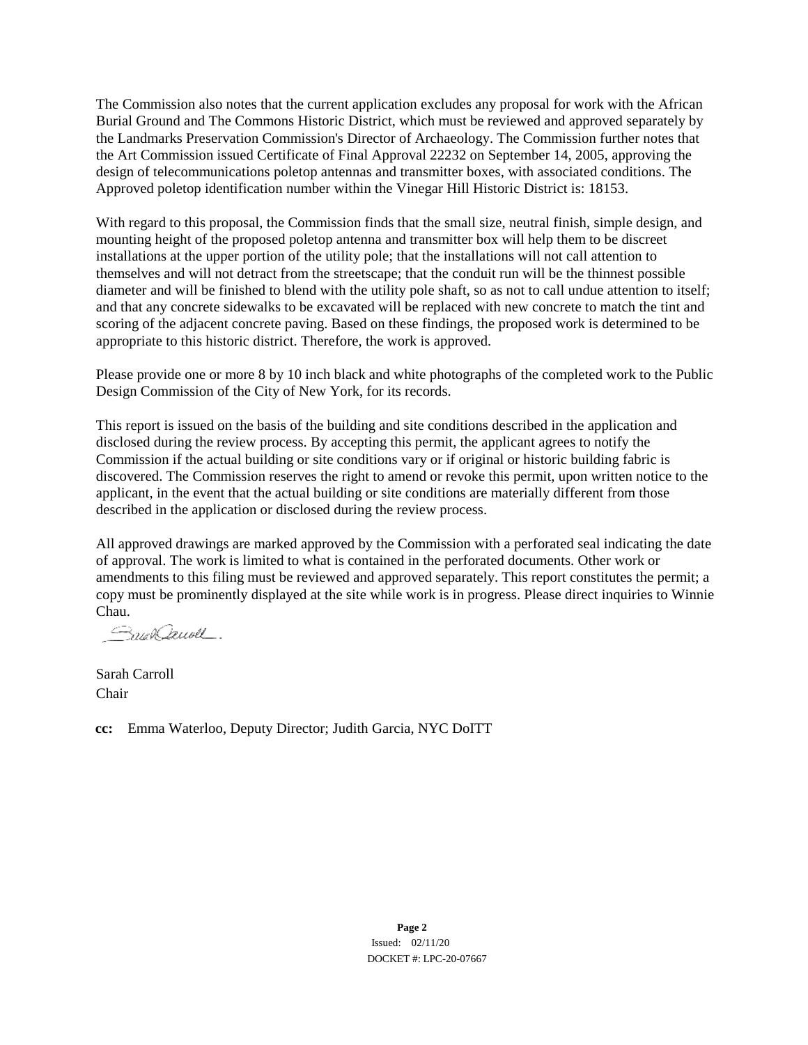The Commission also notes that the current application excludes any proposal for work with the African Burial Ground and The Commons Historic District, which must be reviewed and approved separately by the Landmarks Preservation Commission's Director of Archaeology. The Commission further notes that the Art Commission issued Certificate of Final Approval 22232 on September 14, 2005, approving the design of telecommunications poletop antennas and transmitter boxes, with associated conditions. The Approved poletop identification number within the Vinegar Hill Historic District is: 18153.

With regard to this proposal, the Commission finds that the small size, neutral finish, simple design, and mounting height of the proposed poletop antenna and transmitter box will help them to be discreet installations at the upper portion of the utility pole; that the installations will not call attention to themselves and will not detract from the streetscape; that the conduit run will be the thinnest possible diameter and will be finished to blend with the utility pole shaft, so as not to call undue attention to itself; and that any concrete sidewalks to be excavated will be replaced with new concrete to match the tint and scoring of the adjacent concrete paving. Based on these findings, the proposed work is determined to be appropriate to this historic district. Therefore, the work is approved.

Please provide one or more 8 by 10 inch black and white photographs of the completed work to the Public Design Commission of the City of New York, for its records.

This report is issued on the basis of the building and site conditions described in the application and disclosed during the review process. By accepting this permit, the applicant agrees to notify the Commission if the actual building or site conditions vary or if original or historic building fabric is discovered. The Commission reserves the right to amend or revoke this permit, upon written notice to the applicant, in the event that the actual building or site conditions are materially different from those described in the application or disclosed during the review process.

All approved drawings are marked approved by the Commission with a perforated seal indicating the date of approval. The work is limited to what is contained in the perforated documents. Other work or amendments to this filing must be reviewed and approved separately. This report constitutes the permit; a copy must be prominently displayed at the site while work is in progress. Please direct inquiries to Winnie Chau.

Sarah Carroll
Chair

**cc:** Emma Waterloo, Deputy Director; Judith Garcia, NYC DoITT

Issued: 02/11/20
DOCKET #: LPC-20-07667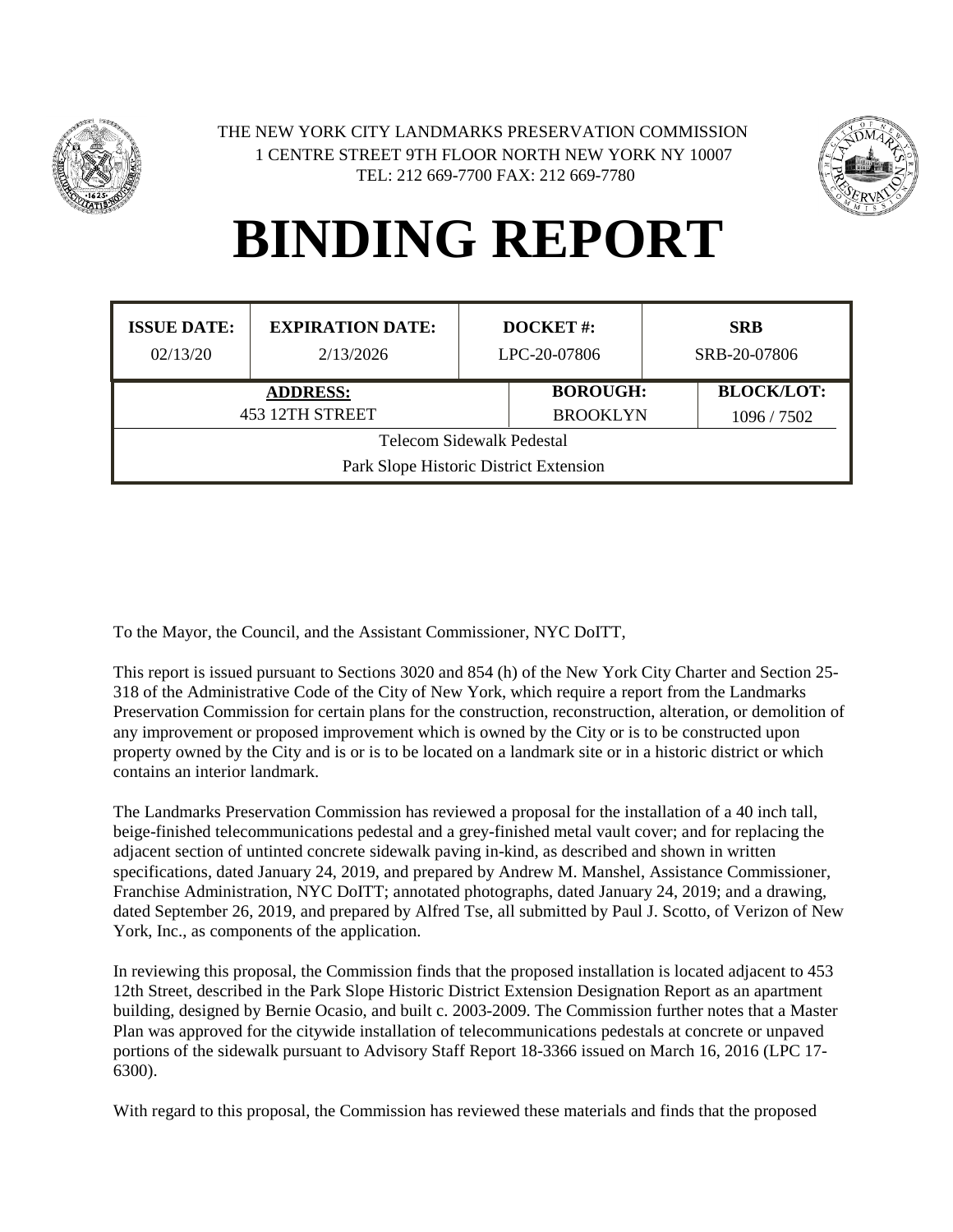THE NEW YORK CITY LANDMARKS PRESERVATION COMMISSION
1 CENTRE STREET 9TH FLOOR NORTH NEW YORK NY 10007
TEL: 212 669-7700 FAX: 212 669-7780

# BINDING REPORT

| ISSUE DATE: | EXPIRATION DATE: | DOCKET #: | SRB |
|---|---|---|---|
| 02/13/20 | 2/13/2026 | LPC-20-07806 | SRB-20-07806 |

| ADDRESS: | BOROUGH: | BLOCK/LOT: |
|---|---|---|
| 453 12TH STREET | BROOKLYN | 1096 / 7502 |
| Telecom Sidewalk Pedestal | | |
| Park Slope Historic District Extension | | |

To the Mayor, the Council, and the Assistant Commissioner, NYC DoITT,

This report is issued pursuant to Sections 3020 and 854 (h) of the New York City Charter and Section 25-318 of the Administrative Code of the City of New York, which require a report from the Landmarks Preservation Commission for certain plans for the construction, reconstruction, alteration, or demolition of any improvement or proposed improvement which is owned by the City or is to be constructed upon property owned by the City and is or is to be located on a landmark site or in a historic district or which contains an interior landmark.

The Landmarks Preservation Commission has reviewed a proposal for the installation of a 40 inch tall, beige-finished telecommunications pedestal and a grey-finished metal vault cover; and for replacing the adjacent section of untinted concrete sidewalk paving in-kind, as described and shown in written specifications, dated January 24, 2019, and prepared by Andrew M. Manshel, Assistance Commissioner, Franchise Administration, NYC DoITT; annotated photographs, dated January 24, 2019; and a drawing, dated September 26, 2019, and prepared by Alfred Tse, all submitted by Paul J. Scotto, of Verizon of New York, Inc., as components of the application.

In reviewing this proposal, the Commission finds that the proposed installation is located adjacent to 453 12th Street, described in the Park Slope Historic District Extension Designation Report as an apartment building, designed by Bernie Ocasio, and built c. 2003-2009. The Commission further notes that a Master Plan was approved for the citywide installation of telecommunications pedestals at concrete or unpaved portions of the sidewalk pursuant to Advisory Staff Report 18-3366 issued on March 16, 2016 (LPC 17-6300).

With regard to this proposal, the Commission has reviewed these materials and finds that the proposed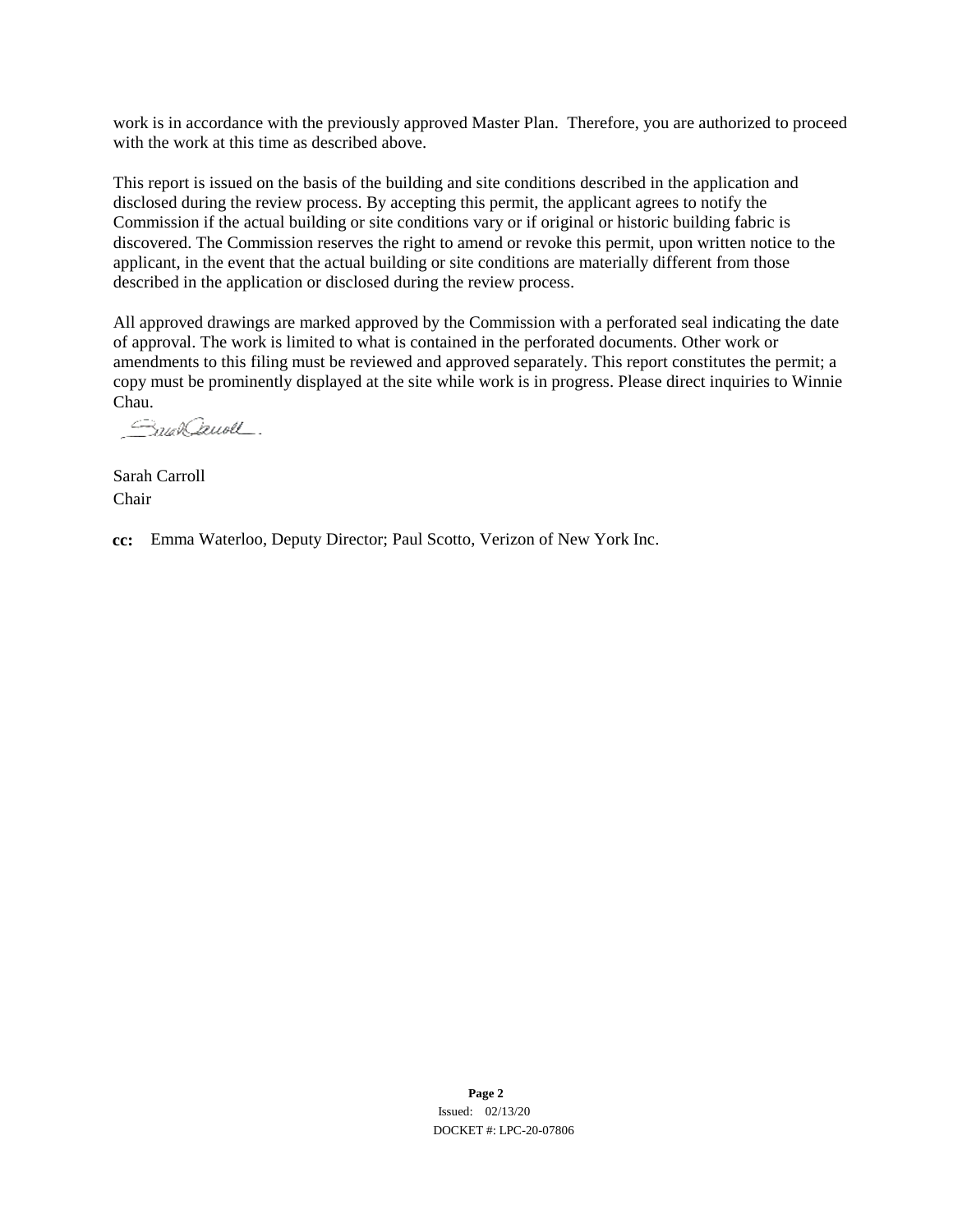work is in accordance with the previously approved Master Plan. Therefore, you are authorized to proceed with the work at this time as described above.

This report is issued on the basis of the building and site conditions described in the application and disclosed during the review process. By accepting this permit, the applicant agrees to notify the Commission if the actual building or site conditions vary or if original or historic building fabric is discovered. The Commission reserves the right to amend or revoke this permit, upon written notice to the applicant, in the event that the actual building or site conditions are materially different from those described in the application or disclosed during the review process.

All approved drawings are marked approved by the Commission with a perforated seal indicating the date of approval. The work is limited to what is contained in the perforated documents. Other work or amendments to this filing must be reviewed and approved separately. This report constitutes the permit; a copy must be prominently displayed at the site while work is in progress. Please direct inquiries to Winnie Chau.

Sarah Carroll
Chair

**cc:** Emma Waterloo, Deputy Director; Paul Scotto, Verizon of New York Inc.

Issued: 02/13/20
DOCKET #: LPC-20-07806